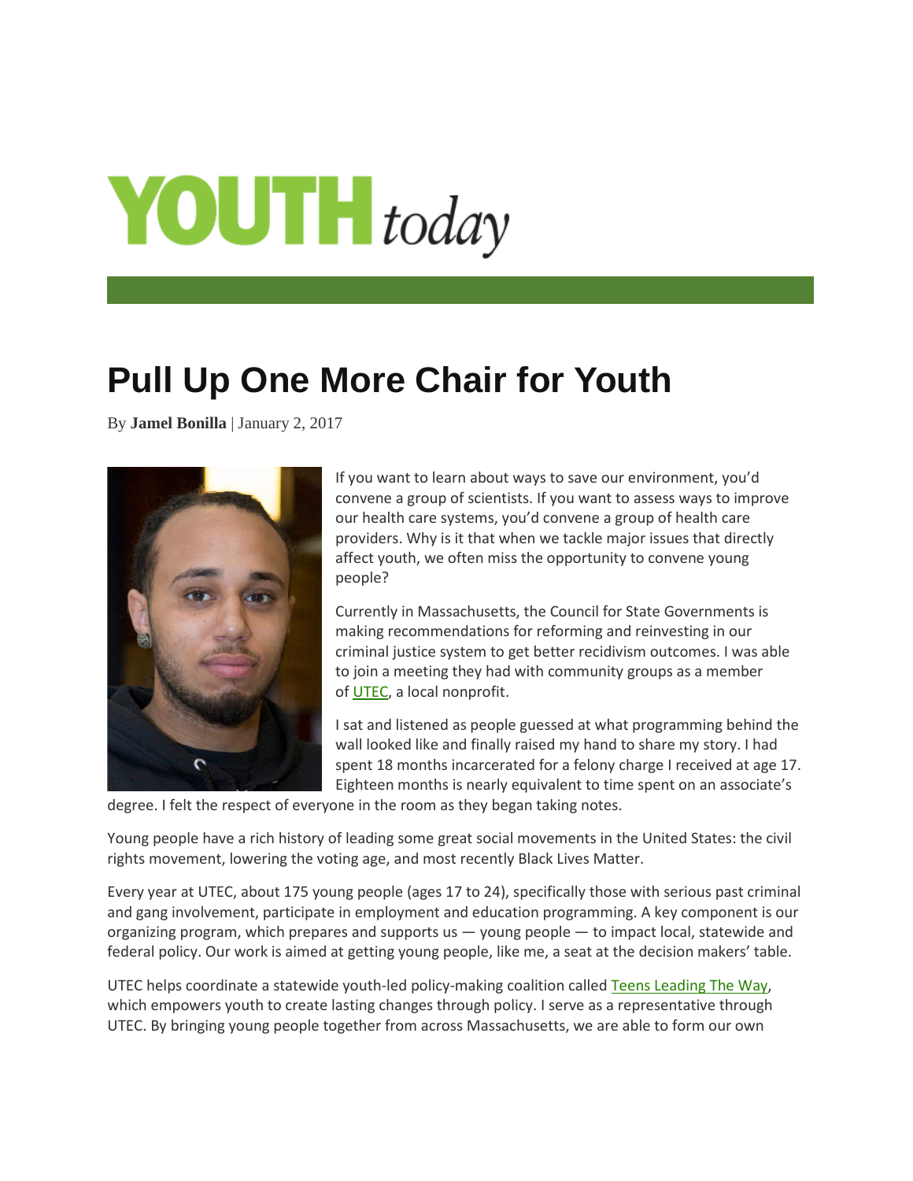YOUTH *today*

# Pull Up One More Chair for Youth

By **Jamel Bonilla** | January 2, 2017

If you want to learn about ways to save our environment, you'd convene a group of scientists. If you want to assess ways to improve our health care systems, you'd convene a group of health care providers. Why is it that when we tackle major issues that directly affect youth, we often miss the opportunity to convene young people?

Currently in Massachusetts, the Council for State Governments is making recommendations for reforming and reinvesting in our criminal justice system to get better recidivism outcomes. I was able to join a meeting they had with community groups as a member of UTEC, a local nonprofit.

I sat and listened as people guessed at what programming behind the wall looked like and finally raised my hand to share my story. I had spent 18 months incarcerated for a felony charge I received at age 17. Eighteen months is nearly equivalent to time spent on an associate's degree. I felt the respect of everyone in the room as they began taking notes.

Young people have a rich history of leading some great social movements in the United States: the civil rights movement, lowering the voting age, and most recently Black Lives Matter.

Every year at UTEC, about 175 young people (ages 17 to 24), specifically those with serious past criminal and gang involvement, participate in employment and education programming. A key component is our organizing program, which prepares and supports us — young people — to impact local, statewide and federal policy. Our work is aimed at getting young people, like me, a seat at the decision makers' table.

UTEC helps coordinate a statewide youth-led policy-making coalition called Teens Leading The Way, which empowers youth to create lasting changes through policy. I serve as a representative through UTEC. By bringing young people together from across Massachusetts, we are able to form our own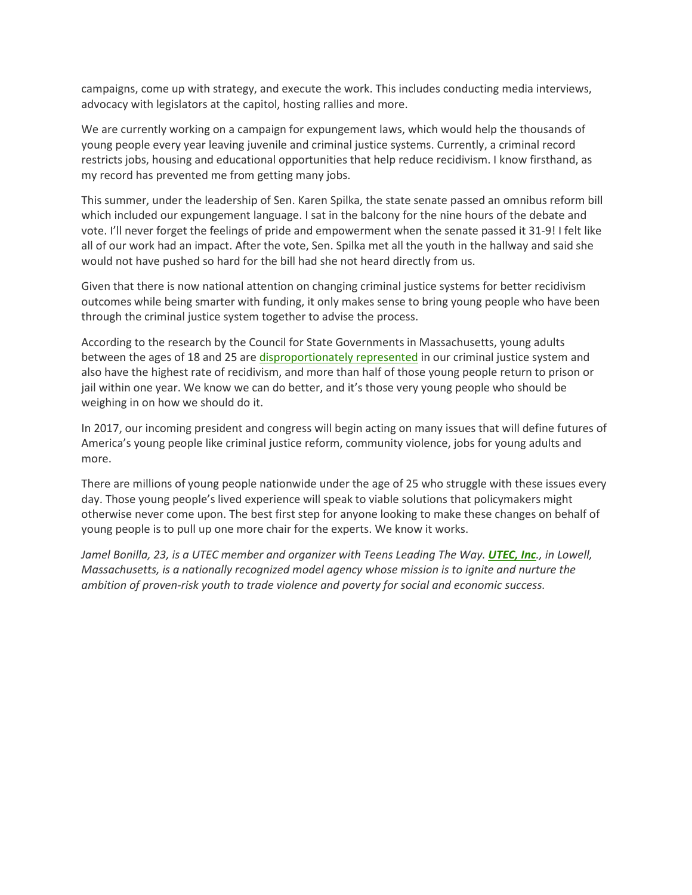campaigns, come up with strategy, and execute the work. This includes conducting media interviews, advocacy with legislators at the capitol, hosting rallies and more.

We are currently working on a campaign for expungement laws, which would help the thousands of young people every year leaving juvenile and criminal justice systems. Currently, a criminal record restricts jobs, housing and educational opportunities that help reduce recidivism. I know firsthand, as my record has prevented me from getting many jobs.

This summer, under the leadership of Sen. Karen Spilka, the state senate passed an omnibus reform bill which included our expungement language. I sat in the balcony for the nine hours of the debate and vote. I'll never forget the feelings of pride and empowerment when the senate passed it 31-9! I felt like all of our work had an impact. After the vote, Sen. Spilka met all the youth in the hallway and said she would not have pushed so hard for the bill had she not heard directly from us.

Given that there is now national attention on changing criminal justice systems for better recidivism outcomes while being smarter with funding, it only makes sense to bring young people who have been through the criminal justice system together to advise the process.

According to the research by the Council for State Governments in Massachusetts, young adults between the ages of 18 and 25 are disproportionately represented in our criminal justice system and also have the highest rate of recidivism, and more than half of those young people return to prison or jail within one year. We know we can do better, and it's those very young people who should be weighing in on how we should do it.

In 2017, our incoming president and congress will begin acting on many issues that will define futures of America's young people like criminal justice reform, community violence, jobs for young adults and more.

There are millions of young people nationwide under the age of 25 who struggle with these issues every day. Those young people's lived experience will speak to viable solutions that policymakers might otherwise never come upon. The best first step for anyone looking to make these changes on behalf of young people is to pull up one more chair for the experts. We know it works.

*Jamel Bonilla, 23, is a UTEC member and organizer with Teens Leading The Way. **UTEC, Inc**., in Lowell, Massachusetts, is a nationally recognized model agency whose mission is to ignite and nurture the ambition of proven-risk youth to trade violence and poverty for social and economic success.*